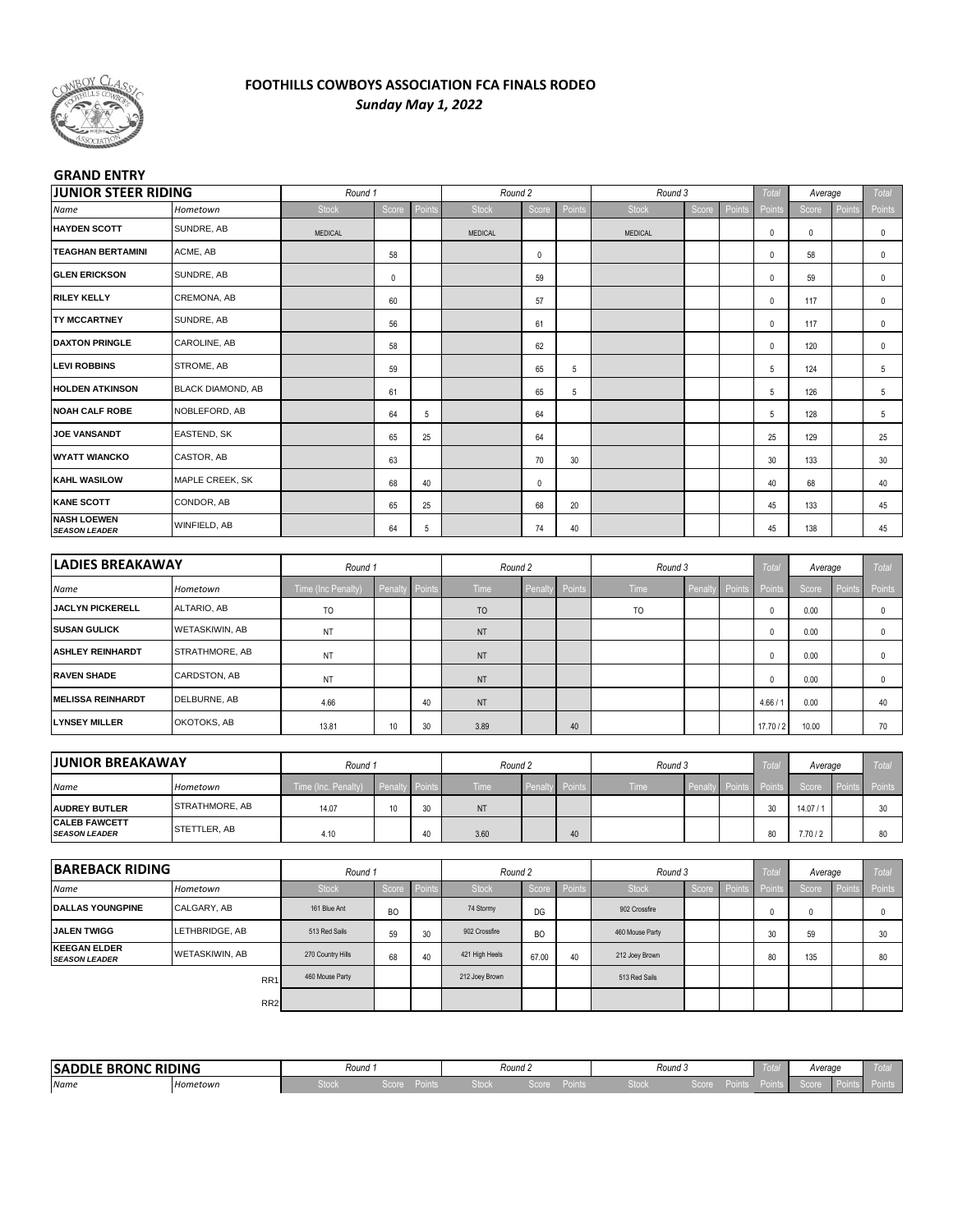# FOOTHILLS COWBOYS ASSOCIATION FCA FINALS RODEO

*Sunday May 1, 2022*

## GRAND ENTRY

| JUNIOR STEER RIDING | | Round 1 | | | Round 2 | | | Round 3 | | | Total | Average | | Total |
|---|---|---|---|---|---|---|---|---|---|---|---|---|---|---|
| Name | Hometown | Stock | Score | Points | Stock | Score | Points | Stock | Score | Points | Points | Score | Points | Points |
| HAYDEN SCOTT | SUNDRE, AB | MEDICAL | | | MEDICAL | | | MEDICAL | | | 0 | 0 | | 0 |
| TEAGHAN BERTAMINI | ACME, AB | | 58 | | | 0 | | | | | 0 | 58 | | 0 |
| GLEN ERICKSON | SUNDRE, AB | | 0 | | | 59 | | | | | 0 | 59 | | 0 |
| RILEY KELLY | CREMONA, AB | | 60 | | | 57 | | | | | 0 | 117 | | 0 |
| TY MCCARTNEY | SUNDRE, AB | | 56 | | | 61 | | | | | 0 | 117 | | 0 |
| DAXTON PRINGLE | CAROLINE, AB | | 58 | | | 62 | | | | | 0 | 120 | | 0 |
| LEVI ROBBINS | STROME, AB | | 59 | | | 65 | 5 | | | | 5 | 124 | | 5 |
| HOLDEN ATKINSON | BLACK DIAMOND, AB | | 61 | | | 65 | 5 | | | | 5 | 126 | | 5 |
| NOAH CALF ROBE | NOBLEFORD, AB | | 64 | 5 | | 64 | | | | | 5 | 128 | | 5 |
| JOE VANSANDT | EASTEND, SK | | 65 | 25 | | 64 | | | | | 25 | 129 | | 25 |
| WYATT WIANCKO | CASTOR, AB | | 63 | | | 70 | 30 | | | | 30 | 133 | | 30 |
| KAHL WASILOW | MAPLE CREEK, SK | | 68 | 40 | | 0 | | | | | 40 | 68 | | 40 |
| KANE SCOTT | CONDOR, AB | | 65 | 25 | | 68 | 20 | | | | 45 | 133 | | 45 |
| NASH LOEWEN *SEASON LEADER* | WINFIELD, AB | | 64 | 5 | | 74 | 40 | | | | 45 | 138 | | 45 |

| LADIES BREAKAWAY | | Round 1 | | | Round 2 | | | Round 3 | | | Total | Average | | Total |
|---|---|---|---|---|---|---|---|---|---|---|---|---|---|---|
| Name | Hometown | Time (Inc Penalty) | Penalty | Points | Time | Penalty | Points | Time | Penalty | Points | Points | Score | Points | Points |
| JACLYN PICKERELL | ALTARIO, AB | TO | | | TO | | | TO | | | 0 | 0.00 | | 0 |
| SUSAN GULICK | WETASKIWIN, AB | NT | | | NT | | | | | | 0 | 0.00 | | 0 |
| ASHLEY REINHARDT | STRATHMORE, AB | NT | | | NT | | | | | | 0 | 0.00 | | 0 |
| RAVEN SHADE | CARDSTON, AB | NT | | | NT | | | | | | 0 | 0.00 | | 0 |
| MELISSA REINHARDT | DELBURNE, AB | 4.66 | | 40 | NT | | | | | | 4.66 / 1 | 0.00 | | 40 |
| LYNSEY MILLER | OKOTOKS, AB | 13.81 | 10 | 30 | 3.89 | | 40 | | | | 17.70 / 2 | 10.00 | | 70 |

| JUNIOR BREAKAWAY | | Round 1 | | | Round 2 | | | Round 3 | | | Total | Average | | Total |
|---|---|---|---|---|---|---|---|---|---|---|---|---|---|---|
| Name | Hometown | Time (Inc. Penalty) | Penalty | Points | Time | Penalty | Points | Time | Penalty | Points | Points | Score | Points | Points |
| AUDREY BUTLER | STRATHMORE, AB | 14.07 | 10 | 30 | NT | | | | | | 30 | 14.07 / 1 | | 30 |
| CALEB FAWCETT *SEASON LEADER* | STETTLER, AB | 4.10 | | 40 | 3.60 | | 40 | | | | 80 | 7.70 / 2 | | 80 |

| BAREBACK RIDING | | Round 1 | | | Round 2 | | | Round 3 | | | Total | Average | | Total |
|---|---|---|---|---|---|---|---|---|---|---|---|---|---|---|
| Name | Hometown | Stock | Score | Points | Stock | Score | Points | Stock | Score | Points | Points | Score | Points | Points |
| DALLAS YOUNGPINE | CALGARY, AB | 161 Blue Ant | BO | | 74 Stormy | DG | | 902 Crossfire | | | 0 | 0 | | 0 |
| JALEN TWIGG | LETHBRIDGE, AB | 513 Red Sails | 59 | 30 | 902 Crossfire | BO | | 460 Mouse Party | | | 30 | 59 | | 30 |
| KEEGAN ELDER *SEASON LEADER* | WETASKIWIN, AB | 270 Country Hills | 68 | 40 | 421 High Heels | 67.00 | 40 | 212 Joey Brown | | | 80 | 135 | | 80 |
| | RR1 | 460 Mouse Party | | | 212 Joey Brown | | | 513 Red Sails | | | | | | |
| | RR2 | | | | | | | | | | | | | |

| SADDLE BRONC RIDING | | Round 1 | | | Round 2 | | | Round 3 | | | Total | Average | | Total |
|---|---|---|---|---|---|---|---|---|---|---|---|---|---|---|
| Name | Hometown | Stock | Score | Points | Stock | Score | Points | Stock | Score | Points | Points | Score | Points | Points |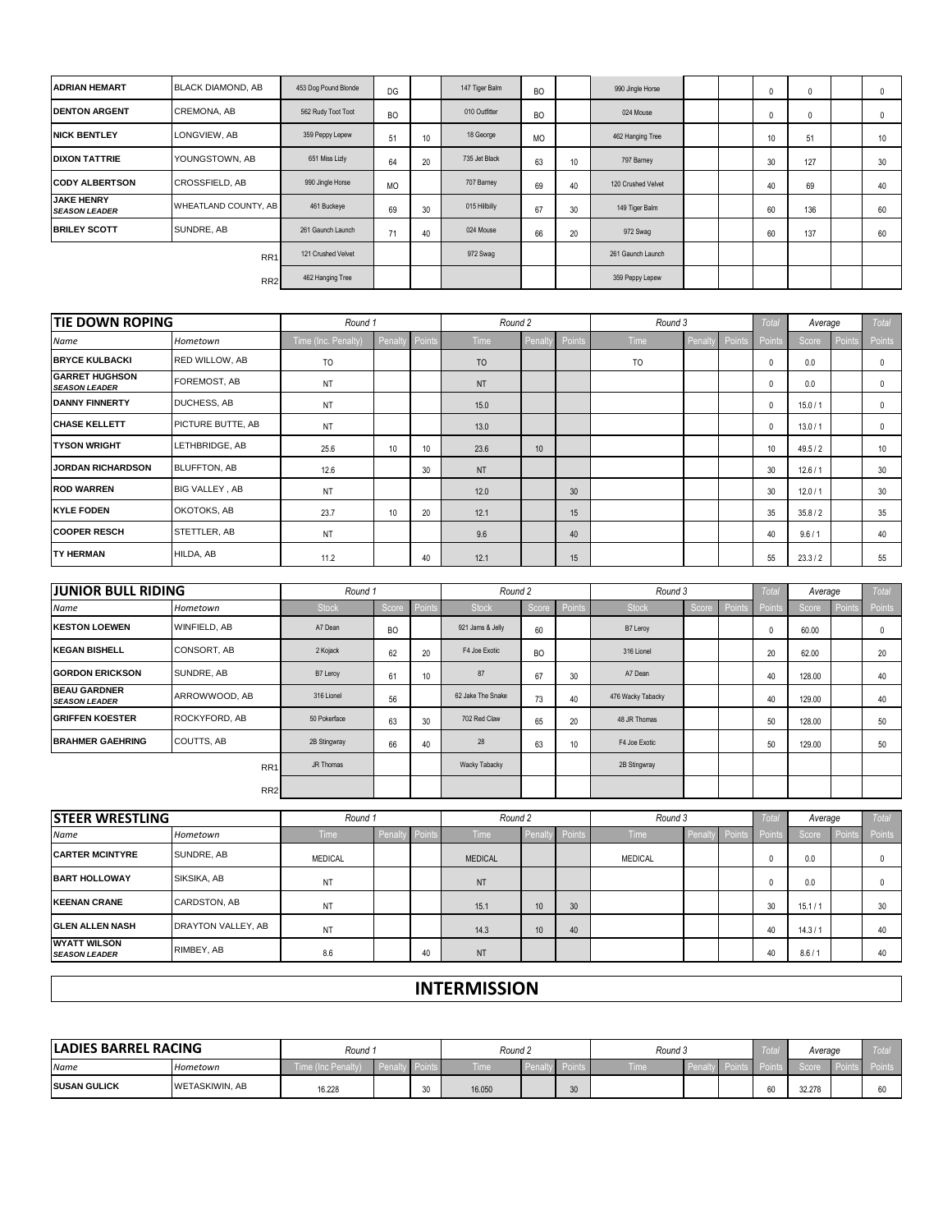| | | | | | | | | | | | | | | |
|---|---|---|---|---|---|---|---|---|---|---|---|---|---|---|
| **ADRIAN HEMART** | BLACK DIAMOND, AB | 453 Dog Pound Blonde | DG | | 147 Tiger Balm | BO | | 990 Jingle Horse | | | 0 | 0 | | 0 |
| **DENTON ARGENT** | CREMONA, AB | 562 Rudy Toot Toot | BO | | 010 Outfitter | BO | | 024 Mouse | | | 0 | 0 | | 0 |
| **NICK BENTLEY** | LONGVIEW, AB | 359 Peppy Lepew | 51 | 10 | 18 George | MO | | 462 Hanging Tree | | | 10 | 51 | | 10 |
| **DIXON TATTRIE** | YOUNGSTOWN, AB | 651 Miss Lizly | 64 | 20 | 735 Jet Black | 63 | 10 | 797 Barney | | | 30 | 127 | | 30 |
| **CODY ALBERTSON** | CROSSFIELD, AB | 990 Jingle Horse | MO | | 707 Barney | 69 | 40 | 120 Crushed Velvet | | | 40 | 69 | | 40 |
| **JAKE HENRY** *SEASON LEADER* | WHEATLAND COUNTY, AB | 461 Buckeye | 69 | 30 | 015 Hillbilly | 67 | 30 | 149 Tiger Balm | | | 60 | 136 | | 60 |
| **BRILEY SCOTT** | SUNDRE, AB | 261 Gaunch Launch | 71 | 40 | 024 Mouse | 66 | 20 | 972 Swag | | | 60 | 137 | | 60 |
| | RR1 | 121 Crushed Velvet | | | 972 Swag | | | 261 Gaunch Launch | | | | | | |
| | RR2 | 462 Hanging Tree | | | | | | 359 Peppy Lepew | | | | | | |

| **TIE DOWN ROPING** | | Round 1 | | | Round 2 | | | Round 3 | | | Total | Average | | Total |
|---|---|---|---|---|---|---|---|---|---|---|---|---|---|---|
| *Name* | *Hometown* | Time (Inc. Penalty) | Penalty | Points | Time | Penalty | Points | Time | Penalty | Points | Points | Score | Points | Points |
| **BRYCE KULBACKI** | RED WILLOW, AB | TO | | | TO | | | TO | | | 0 | 0.0 | | 0 |
| **GARRET HUGHSON** *SEASON LEADER* | FOREMOST, AB | NT | | | NT | | | | | | 0 | 0.0 | | 0 |
| **DANNY FINNERTY** | DUCHESS, AB | NT | | | 15.0 | | | | | | 0 | 15.0 / 1 | | 0 |
| **CHASE KELLETT** | PICTURE BUTTE, AB | NT | | | 13.0 | | | | | | 0 | 13.0 / 1 | | 0 |
| **TYSON WRIGHT** | LETHBRIDGE, AB | 25.6 | 10 | 10 | 23.6 | 10 | | | | | 10 | 49.5 / 2 | | 10 |
| **JORDAN RICHARDSON** | BLUFFTON, AB | 12.6 | | 30 | NT | | | | | | 30 | 12.6 / 1 | | 30 |
| **ROD WARREN** | BIG VALLEY , AB | NT | | | 12.0 | | 30 | | | | 30 | 12.0 / 1 | | 30 |
| **KYLE FODEN** | OKOTOKS, AB | 23.7 | 10 | 20 | 12.1 | | 15 | | | | 35 | 35.8 / 2 | | 35 |
| **COOPER RESCH** | STETTLER, AB | NT | | | 9.6 | | 40 | | | | 40 | 9.6 / 1 | | 40 |
| **TY HERMAN** | HILDA, AB | 11.2 | | 40 | 12.1 | | 15 | | | | 55 | 23.3 / 2 | | 55 |

| **JUNIOR BULL RIDING** | | Round 1 | | | Round 2 | | | Round 3 | | | Total | Average | | Total |
|---|---|---|---|---|---|---|---|---|---|---|---|---|---|---|
| *Name* | *Hometown* | Stock | Score | Points | Stock | Score | Points | Stock | Score | Points | Points | Score | Points | Points |
| **KESTON LOEWEN** | WINFIELD, AB | A7 Dean | BO | | 921 Jams & Jelly | 60 | | B7 Leroy | | | 0 | 60.00 | | 0 |
| **KEGAN BISHELL** | CONSORT, AB | 2 Kojack | 62 | 20 | F4 Joe Exotic | BO | | 316 Lionel | | | 20 | 62.00 | | 20 |
| **GORDON ERICKSON** | SUNDRE, AB | B7 Leroy | 61 | 10 | 87 | 67 | 30 | A7 Dean | | | 40 | 128.00 | | 40 |
| **BEAU GARDNER** *SEASON LEADER* | ARROWWOOD, AB | 316 Lionel | 56 | | 62 Jake The Snake | 73 | 40 | 476 Wacky Tabacky | | | 40 | 129.00 | | 40 |
| **GRIFFEN KOESTER** | ROCKYFORD, AB | 50 Pokerface | 63 | 30 | 702 Red Claw | 65 | 20 | 48 JR Thomas | | | 50 | 128.00 | | 50 |
| **BRAHMER GAEHRING** | COUTTS, AB | 2B Stingwray | 66 | 40 | 28 | 63 | 10 | F4 Joe Exotic | | | 50 | 129.00 | | 50 |
| | RR1 | JR Thomas | | | Wacky Tabacky | | | 2B Stingwray | | | | | | |
| | RR2 | | | | | | | | | | | | | |

| **STEER WRESTLING** | | Round 1 | | | Round 2 | | | Round 3 | | | Total | Average | | Total |
|---|---|---|---|---|---|---|---|---|---|---|---|---|---|---|
| *Name* | *Hometown* | Time | Penalty | Points | Time | Penalty | Points | Time | Penalty | Points | Points | Score | Points | Points |
| **CARTER MCINTYRE** | SUNDRE, AB | MEDICAL | | | MEDICAL | | | MEDICAL | | | 0 | 0.0 | | 0 |
| **BART HOLLOWAY** | SIKSIKA, AB | NT | | | NT | | | | | | 0 | 0.0 | | 0 |
| **KEENAN CRANE** | CARDSTON, AB | NT | | | 15.1 | 10 | 30 | | | | 30 | 15.1 / 1 | | 30 |
| **GLEN ALLEN NASH** | DRAYTON VALLEY, AB | NT | | | 14.3 | 10 | 40 | | | | 40 | 14.3 / 1 | | 40 |
| **WYATT WILSON** *SEASON LEADER* | RIMBEY, AB | 8.6 | | 40 | NT | | | | | | 40 | 8.6 / 1 | | 40 |

## INTERMISSION

| **LADIES BARREL RACING** | | Round 1 | | | Round 2 | | | Round 3 | | | Total | Average | | Total |
|---|---|---|---|---|---|---|---|---|---|---|---|---|---|---|
| *Name* | *Hometown* | Time (Inc Penalty) | Penalty | Points | Time | Penalty | Points | Time | Penalty | Points | Points | Score | Points | Points |
| **SUSAN GULICK** | WETASKIWIN, AB | 16.228 | | 30 | 16.050 | | 30 | | | | 60 | 32.278 | | 60 |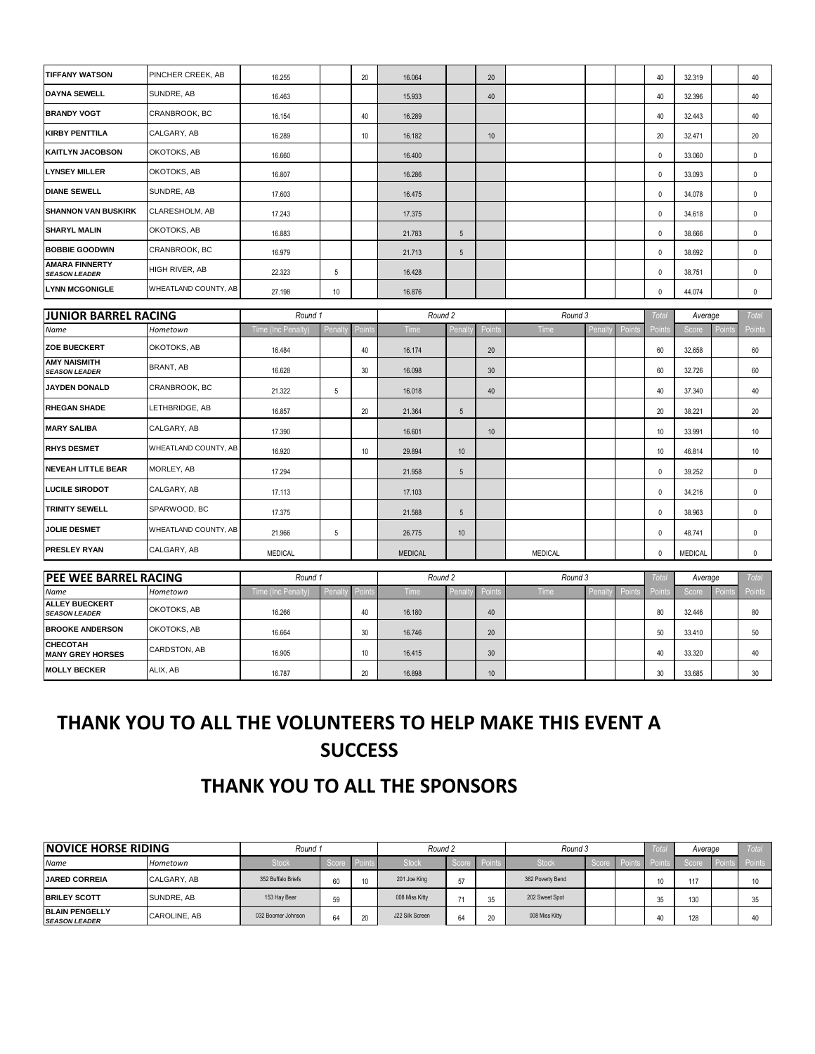| | | | | | | | | | | | | | | |
|---|---|---|---|---|---|---|---|---|---|---|---|---|---|---|
| **TIFFANY WATSON** | PINCHER CREEK, AB | 16.255 | | 20 | 16.064 | | 20 | | | | 40 | 32.319 | | 40 |
| **DAYNA SEWELL** | SUNDRE, AB | 16.463 | | | 15.933 | | 40 | | | | 40 | 32.396 | | 40 |
| **BRANDY VOGT** | CRANBROOK, BC | 16.154 | | 40 | 16.289 | | | | | | 40 | 32.443 | | 40 |
| **KIRBY PENTTILA** | CALGARY, AB | 16.289 | | 10 | 16.182 | | 10 | | | | 20 | 32.471 | | 20 |
| **KAITLYN JACOBSON** | OKOTOKS, AB | 16.660 | | | 16.400 | | | | | | 0 | 33.060 | | 0 |
| **LYNSEY MILLER** | OKOTOKS, AB | 16.807 | | | 16.286 | | | | | | 0 | 33.093 | | 0 |
| **DIANE SEWELL** | SUNDRE, AB | 17.603 | | | 16.475 | | | | | | 0 | 34.078 | | 0 |
| **SHANNON VAN BUSKIRK** | CLARESHOLM, AB | 17.243 | | | 17.375 | | | | | | 0 | 34.618 | | 0 |
| **SHARYL MALIN** | OKOTOKS, AB | 16.883 | | | 21.783 | 5 | | | | | 0 | 38.666 | | 0 |
| **BOBBIE GOODWIN** | CRANBROOK, BC | 16.979 | | | 21.713 | 5 | | | | | 0 | 38.692 | | 0 |
| **AMARA FINNERTY** *SEASON LEADER* | HIGH RIVER, AB | 22.323 | 5 | | 16.428 | | | | | | 0 | 38.751 | | 0 |
| **LYNN MCGONIGLE** | WHEATLAND COUNTY, AB | 27.198 | 10 | | 16.876 | | | | | | 0 | 44.074 | | 0 |

| **JUNIOR BARREL RACING** | | *Round 1* | | | *Round 2* | | | *Round 3* | | | *Total* | *Average* | | *Total* |
|---|---|---|---|---|---|---|---|---|---|---|---|---|---|---|
| *Name* | *Hometown* | Time (Inc Penalty) | Penalty | Points | Time | Penalty | Points | Time | Penalty | Points | Points | Score | Points | Points |
| **ZOE BUECKERT** | OKOTOKS, AB | 16.484 | | 40 | 16.174 | | 20 | | | | 60 | 32.658 | | 60 |
| **AMY NAISMITH** *SEASON LEADER* | BRANT, AB | 16.628 | | 30 | 16.098 | | 30 | | | | 60 | 32.726 | | 60 |
| **JAYDEN DONALD** | CRANBROOK, BC | 21.322 | 5 | | 16.018 | | 40 | | | | 40 | 37.340 | | 40 |
| **RHEGAN SHADE** | LETHBRIDGE, AB | 16.857 | | 20 | 21.364 | 5 | | | | | 20 | 38.221 | | 20 |
| **MARY SALIBA** | CALGARY, AB | 17.390 | | | 16.601 | | 10 | | | | 10 | 33.991 | | 10 |
| **RHYS DESMET** | WHEATLAND COUNTY, AB | 16.920 | | 10 | 29.894 | 10 | | | | | 10 | 46.814 | | 10 |
| **NEVEAH LITTLE BEAR** | MORLEY, AB | 17.294 | | | 21.958 | 5 | | | | | 0 | 39.252 | | 0 |
| **LUCILE SIRODOT** | CALGARY, AB | 17.113 | | | 17.103 | | | | | | 0 | 34.216 | | 0 |
| **TRINITY SEWELL** | SPARWOOD, BC | 17.375 | | | 21.588 | 5 | | | | | 0 | 38.963 | | 0 |
| **JOLIE DESMET** | WHEATLAND COUNTY, AB | 21.966 | 5 | | 26.775 | 10 | | | | | 0 | 48.741 | | 0 |
| **PRESLEY RYAN** | CALGARY, AB | MEDICAL | | | MEDICAL | | | MEDICAL | | | 0 | MEDICAL | | 0 |

| **PEE WEE BARREL RACING** | | *Round 1* | | | *Round 2* | | | *Round 3* | | | *Total* | *Average* | | *Total* |
|---|---|---|---|---|---|---|---|---|---|---|---|---|---|---|
| *Name* | *Hometown* | Time (Inc Penalty) | Penalty | Points | Time | Penalty | Points | Time | Penalty | Points | Points | Score | Points | Points |
| **ALLEY BUECKERT** *SEASON LEADER* | OKOTOKS, AB | 16.266 | | 40 | 16.180 | | 40 | | | | 80 | 32.446 | | 80 |
| **BROOKE ANDERSON** | OKOTOKS, AB | 16.664 | | 30 | 16.746 | | 20 | | | | 50 | 33.410 | | 50 |
| **CHECOTAH MANY GREY HORSES** | CARDSTON, AB | 16.905 | | 10 | 16.415 | | 30 | | | | 40 | 33.320 | | 40 |
| **MOLLY BECKER** | ALIX, AB | 16.787 | | 20 | 16.898 | | 10 | | | | 30 | 33.685 | | 30 |

## THANK YOU TO ALL THE VOLUNTEERS TO HELP MAKE THIS EVENT A SUCCESS

## THANK YOU TO ALL THE SPONSORS

| **NOVICE HORSE RIDING** | | *Round 1* | | | *Round 2* | | | *Round 3* | | | *Total* | *Average* | | *Total* |
|---|---|---|---|---|---|---|---|---|---|---|---|---|---|---|
| *Name* | *Hometown* | Stock | Score | Points | Stock | Score | Points | Stock | Score | Points | Points | Score | Points | Points |
| **JARED CORREIA** | CALGARY, AB | 352 Buffalo Briefs | 60 | 10 | 201 Joe King | 57 | | 362 Poverty Bend | | | 10 | 117 | | 10 |
| **BRILEY SCOTT** | SUNDRE, AB | 153 Hay Bear | 59 | | 008 Miss Kitty | 71 | 35 | 202 Sweet Spot | | | 35 | 130 | | 35 |
| **BLAIN PENGELLY** *SEASON LEADER* | CAROLINE, AB | 032 Boomer Johnson | 64 | 20 | J22 Silk Screen | 64 | 20 | 008 Miss Kitty | | | 40 | 128 | | 40 |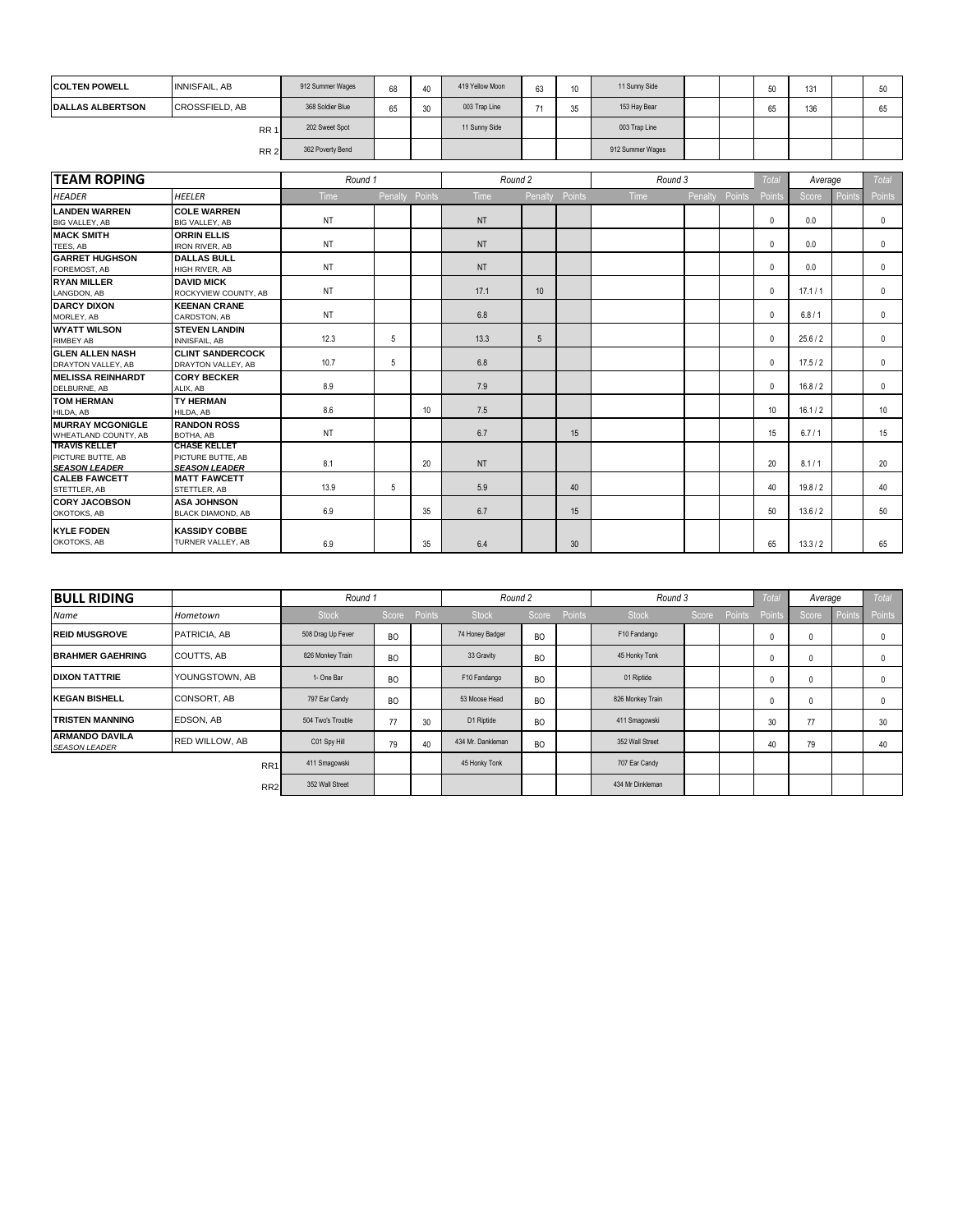| | | | | | | | | | | | | | | |
|---|---|---|---|---|---|---|---|---|---|---|---|---|---|---|
| **COLTEN POWELL** | INNISFAIL, AB | 912 Summer Wages | 68 | 40 | 419 Yellow Moon | 63 | 10 | 11 Sunny Side | | | 50 | 131 | | 50 |
| **DALLAS ALBERTSON** | CROSSFIELD, AB | 368 Soldier Blue | 65 | 30 | 003 Trap Line | 71 | 35 | 153 Hay Bear | | | 65 | 136 | | 65 |
| | RR 1 | 202 Sweet Spot | | | 11 Sunny Side | | | 003 Trap Line | | | | | | |
| | RR 2 | 362 Poverty Bend | | | | | | 912 Summer Wages | | | | | | |

| **TEAM ROPING** | | Round 1 | | | Round 2 | | | Round 3 | | | Total | Average | | Total |
|---|---|---|---|---|---|---|---|---|---|---|---|---|---|---|
| *HEADER* | *HEELER* | Time | Penalty | Points | Time | Penalty | Points | Time | Penalty | Points | Points | Score | Points | Points |
| **LANDEN WARREN** BIG VALLEY, AB | **COLE WARREN** BIG VALLEY, AB | NT | | | NT | | | | | | 0 | 0.0 | | 0 |
| **MACK SMITH** TEES, AB | **ORRIN ELLIS** IRON RIVER, AB | NT | | | NT | | | | | | 0 | 0.0 | | 0 |
| **GARRET HUGHSON** FOREMOST, AB | **DALLAS BULL** HIGH RIVER, AB | NT | | | NT | | | | | | 0 | 0.0 | | 0 |
| **RYAN MILLER** LANGDON, AB | **DAVID MICK** ROCKYVIEW COUNTY, AB | NT | | | 17.1 | 10 | | | | | 0 | 17.1 / 1 | | 0 |
| **DARCY DIXON** MORLEY, AB | **KEENAN CRANE** CARDSTON, AB | NT | | | 6.8 | | | | | | 0 | 6.8 / 1 | | 0 |
| **WYATT WILSON** RIMBEY AB | **STEVEN LANDIN** INNISFAIL, AB | 12.3 | 5 | | 13.3 | 5 | | | | | 0 | 25.6 / 2 | | 0 |
| **GLEN ALLEN NASH** DRAYTON VALLEY, AB | **CLINT SANDERCOCK** DRAYTON VALLEY, AB | 10.7 | 5 | | 6.8 | | | | | | 0 | 17.5 / 2 | | 0 |
| **MELISSA REINHARDT** DELBURNE, AB | **CORY BECKER** ALIX, AB | 8.9 | | | 7.9 | | | | | | 0 | 16.8 / 2 | | 0 |
| **TOM HERMAN** HILDA, AB | **TY HERMAN** HILDA, AB | 8.6 | | 10 | 7.5 | | | | | | 10 | 16.1 / 2 | | 10 |
| **MURRAY MCGONIGLE** WHEATLAND COUNTY, AB | **RANDON ROSS** BOTHA, AB | NT | | | 6.7 | | 15 | | | | 15 | 6.7 / 1 | | 15 |
| **TRAVIS KELLET** PICTURE BUTTE, AB *SEASON LEADER* | **CHASE KELLET** PICTURE BUTTE, AB *SEASON LEADER* | 8.1 | | 20 | NT | | | | | | 20 | 8.1 / 1 | | 20 |
| **CALEB FAWCETT** STETTLER, AB | **MATT FAWCETT** STETTLER, AB | 13.9 | 5 | | 5.9 | | 40 | | | | 40 | 19.8 / 2 | | 40 |
| **CORY JACOBSON** OKOTOKS, AB | **ASA JOHNSON** BLACK DIAMOND, AB | 6.9 | | 35 | 6.7 | | 15 | | | | 50 | 13.6 / 2 | | 50 |
| **KYLE FODEN** OKOTOKS, AB | **KASSIDY COBBE** TURNER VALLEY, AB | 6.9 | | 35 | 6.4 | | 30 | | | | 65 | 13.3 / 2 | | 65 |

| **BULL RIDING** | | Round 1 | | | Round 2 | | | Round 3 | | | Total | Average | | Total |
|---|---|---|---|---|---|---|---|---|---|---|---|---|---|---|
| *Name* | *Hometown* | Stock | Score | Points | Stock | Score | Points | Stock | Score | Points | Points | Score | Points | Points |
| **REID MUSGROVE** | PATRICIA, AB | 508 Drag Up Fever | BO | | 74 Honey Badger | BO | | F10 Fandango | | | 0 | 0 | | 0 |
| **BRAHMER GAEHRING** | COUTTS, AB | 826 Monkey Train | BO | | 33 Gravity | BO | | 45 Honky Tonk | | | 0 | 0 | | 0 |
| **DIXON TATTRIE** | YOUNGSTOWN, AB | 1- One Bar | BO | | F10 Fandango | BO | | 01 Riptide | | | 0 | 0 | | 0 |
| **KEGAN BISHELL** | CONSORT, AB | 797 Ear Candy | BO | | 53 Moose Head | BO | | 826 Monkey Train | | | 0 | 0 | | 0 |
| **TRISTEN MANNING** | EDSON, AB | 504 Two's Trouble | 77 | 30 | D1 Riptide | BO | | 411 Smagowski | | | 30 | 77 | | 30 |
| **ARMANDO DAVILA** *SEASON LEADER* | RED WILLOW, AB | C01 Spy Hill | 79 | 40 | 434 Mr. Dankleman | BO | | 352 Wall Street | | | 40 | 79 | | 40 |
| | RR1 | 411 Smagowski | | | 45 Honky Tonk | | | 707 Ear Candy | | | | | | |
| | RR2 | 352 Wall Street | | | | | | 434 Mr Dinkleman | | | | | | |